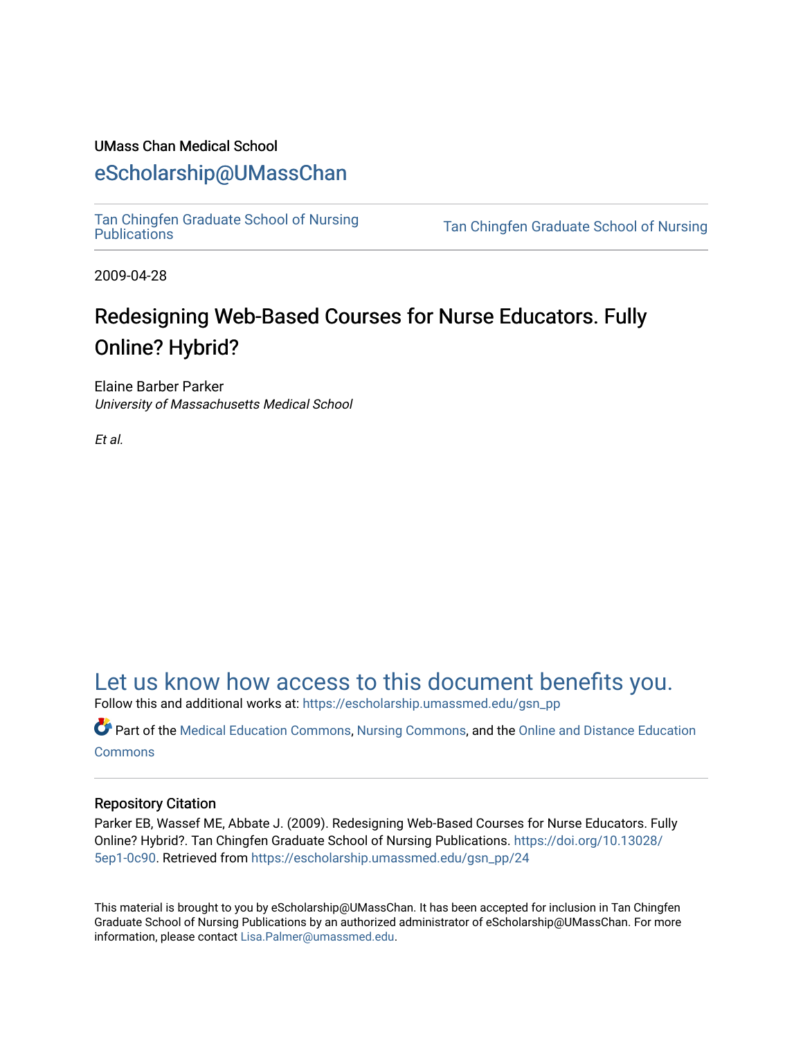UMass Chan Medical School

eScholarship@UMassChan

Tan Chingfen Graduate School of Nursing Publications | Tan Chingfen Graduate School of Nursing

2009-04-28

# Redesigning Web-Based Courses for Nurse Educators. Fully Online? Hybrid?

Elaine Barber Parker
*University of Massachusetts Medical School*

*Et al.*

## Let us know how access to this document benefits you.

Follow this and additional works at: https://escholarship.umassmed.edu/gsn_pp

Part of the Medical Education Commons, Nursing Commons, and the Online and Distance Education Commons

### Repository Citation

Parker EB, Wassef ME, Abbate J. (2009). Redesigning Web-Based Courses for Nurse Educators. Fully Online? Hybrid?. Tan Chingfen Graduate School of Nursing Publications. https://doi.org/10.13028/5ep1-0c90. Retrieved from https://escholarship.umassmed.edu/gsn_pp/24

This material is brought to you by eScholarship@UMassChan. It has been accepted for inclusion in Tan Chingfen Graduate School of Nursing Publications by an authorized administrator of eScholarship@UMassChan. For more information, please contact Lisa.Palmer@umassmed.edu.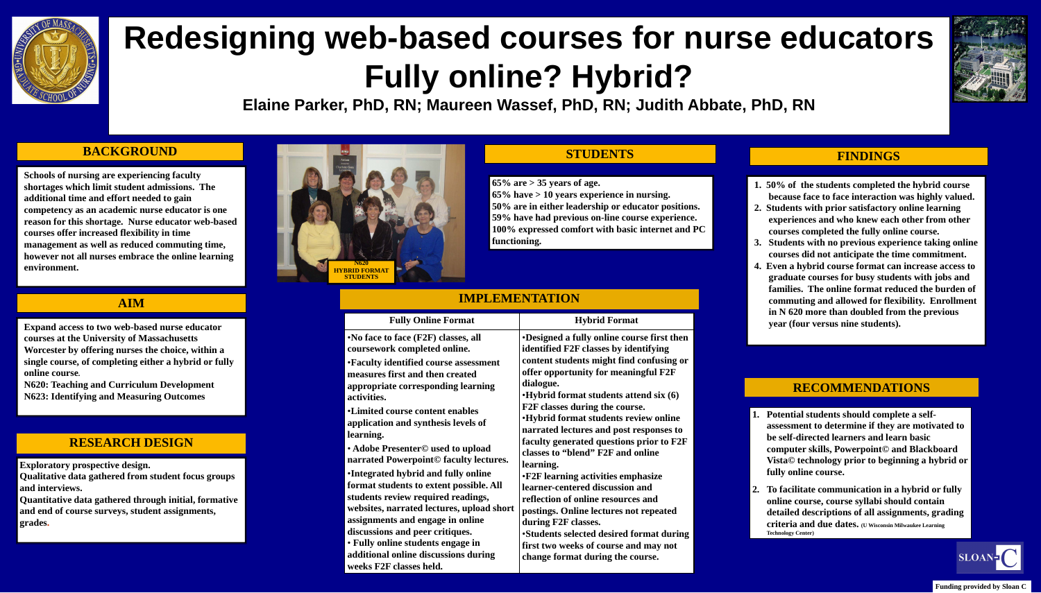# Redesigning web-based courses for nurse educators Fully online? Hybrid?

**Elaine Parker, PhD, RN; Maureen Wassef, PhD, RN; Judith Abbate, PhD, RN**

## BACKGROUND

**Schools of nursing are experiencing faculty shortages which limit student admissions. The additional time and effort needed to gain competency as an academic nurse educator is one reason for this shortage. Nurse educator web-based courses offer increased flexibility in time management as well as reduced commuting time, however not all nurses embrace the online learning environment.**

## AIM

**Expand access to two web-based nurse educator courses at the University of Massachusetts Worcester by offering nurses the choice, within a single course, of completing either a hybrid or fully online course.**

**N620: Teaching and Curriculum Development**
**N623: Identifying and Measuring Outcomes**

## RESEARCH DESIGN

**Exploratory prospective design.**
**Qualitative data gathered from student focus groups and interviews.**
**Quantitative data gathered through initial, formative and end of course surveys, student assignments, grades.**

**N620 HYBRID FORMAT STUDENTS**

## STUDENTS

**65% are > 35 years of age.**
**65% have > 10 years experience in nursing.**
**50% are in either leadership or educator positions.**
**59% have had previous on-line course experience.**
**100% expressed comfort with basic internet and PC functioning.**

## IMPLEMENTATION

| Fully Online Format | Hybrid Format |
|---|---|
| •No face to face (F2F) classes, all coursework completed online.<br>•Faculty identified course assessment measures first and then created appropriate corresponding learning activities.<br>•Limited course content enables application and synthesis levels of learning.<br>• Adobe Presenter© used to upload narrated Powerpoint© faculty lectures.<br>•Integrated hybrid and fully online format students to extent possible. All students review required readings, websites, narrated lectures, upload short assignments and engage in online discussions and peer critiques.<br>• Fully online students engage in additional online discussions during weeks F2F classes held. | •Designed a fully online course first then identified F2F classes by identifying content students might find confusing or offer opportunity for meaningful F2F dialogue.<br>•Hybrid format students attend six (6) F2F classes during the course.<br>•Hybrid format students review online narrated lectures and post responses to faculty generated questions prior to F2F classes to "blend" F2F and online learning.<br>•F2F learning activities emphasize learner-centered discussion and reflection of online resources and postings. Online lectures not repeated during F2F classes.<br>•Students selected desired format during first two weeks of course and may not change format during the course. |

## FINDINGS

1. **50% of the students completed the hybrid course because face to face interaction was highly valued.**
2. **Students with prior satisfactory online learning experiences and who knew each other from other courses completed the fully online course.**
3. **Students with no previous experience taking online courses did not anticipate the time commitment.**
4. **Even a hybrid course format can increase access to graduate courses for busy students with jobs and families. The online format reduced the burden of commuting and allowed for flexibility. Enrollment in N 620 more than doubled from the previous year (four versus nine students).**

## RECOMMENDATIONS

1. **Potential students should complete a self-assessment to determine if they are motivated to be self-directed learners and learn basic computer skills, Powerpoint© and Blackboard Vista© technology prior to beginning a hybrid or fully online course.**
2. **To facilitate communication in a hybrid or fully online course, course syllabi should contain detailed descriptions of all assignments, grading criteria and due dates.** (U Wisconsin Milwaukee Learning Technology Center)

SLOAN-C

**Funding provided by Sloan C**